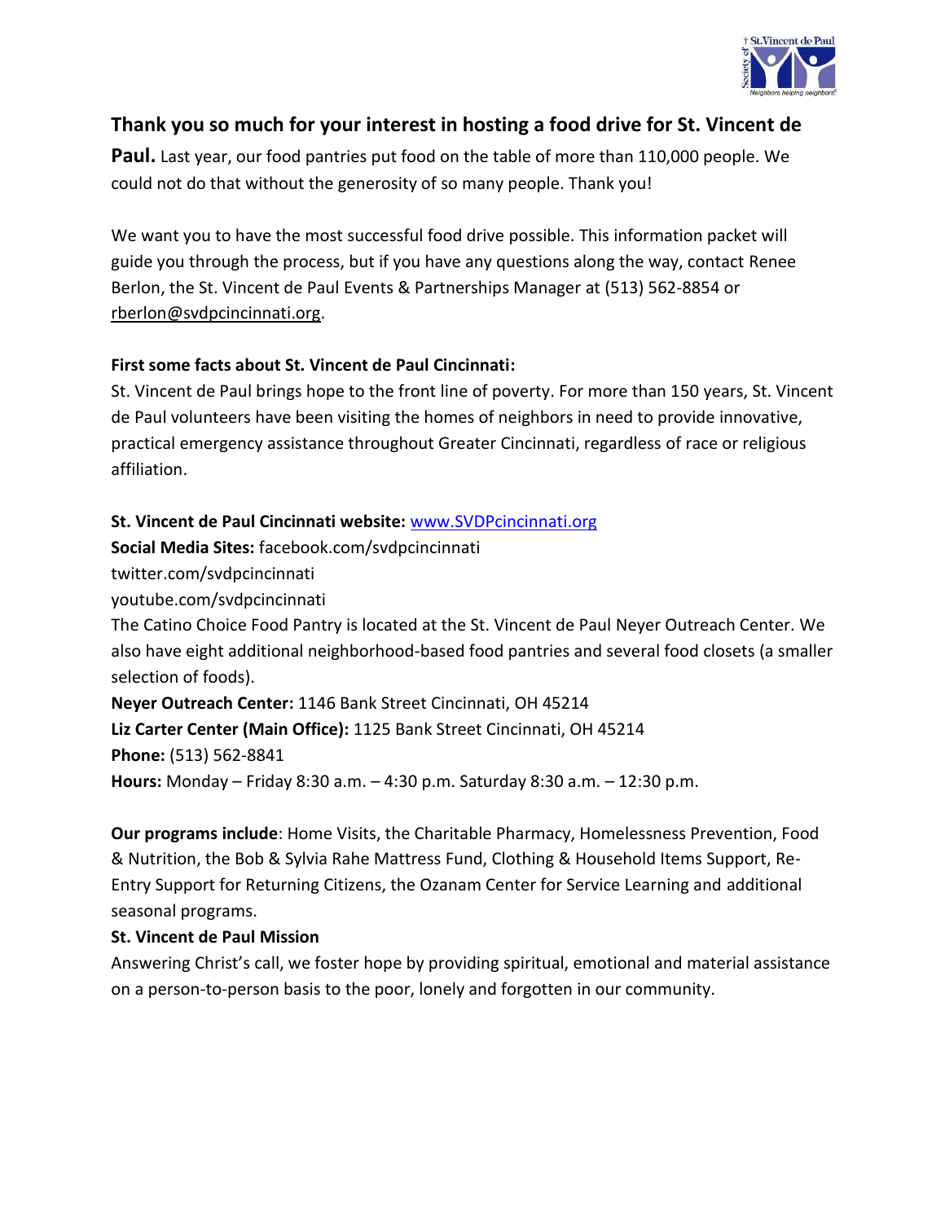**Thank you so much for your interest in hosting a food drive for St. Vincent de Paul.** Last year, our food pantries put food on the table of more than 110,000 people. We could not do that without the generosity of so many people. Thank you!

We want you to have the most successful food drive possible. This information packet will guide you through the process, but if you have any questions along the way, contact Renee Berlon, the St. Vincent de Paul Events & Partnerships Manager at (513) 562-8854 or rberlon@svdpcincinnati.org.

**First some facts about St. Vincent de Paul Cincinnati:**

St. Vincent de Paul brings hope to the front line of poverty. For more than 150 years, St. Vincent de Paul volunteers have been visiting the homes of neighbors in need to provide innovative, practical emergency assistance throughout Greater Cincinnati, regardless of race or religious affiliation.

**St. Vincent de Paul Cincinnati website:** www.SVDPcincinnati.org

**Social Media Sites:** facebook.com/svdpcincinnati

twitter.com/svdpcincinnati

youtube.com/svdpcincinnati

The Catino Choice Food Pantry is located at the St. Vincent de Paul Neyer Outreach Center. We also have eight additional neighborhood-based food pantries and several food closets (a smaller selection of foods).

**Neyer Outreach Center:** 1146 Bank Street Cincinnati, OH 45214

**Liz Carter Center (Main Office):** 1125 Bank Street Cincinnati, OH 45214

**Phone:** (513) 562-8841

**Hours:** Monday – Friday 8:30 a.m. – 4:30 p.m. Saturday 8:30 a.m. – 12:30 p.m.

**Our programs include**: Home Visits, the Charitable Pharmacy, Homelessness Prevention, Food & Nutrition, the Bob & Sylvia Rahe Mattress Fund, Clothing & Household Items Support, Re-Entry Support for Returning Citizens, the Ozanam Center for Service Learning and additional seasonal programs.

**St. Vincent de Paul Mission**

Answering Christ's call, we foster hope by providing spiritual, emotional and material assistance on a person-to-person basis to the poor, lonely and forgotten in our community.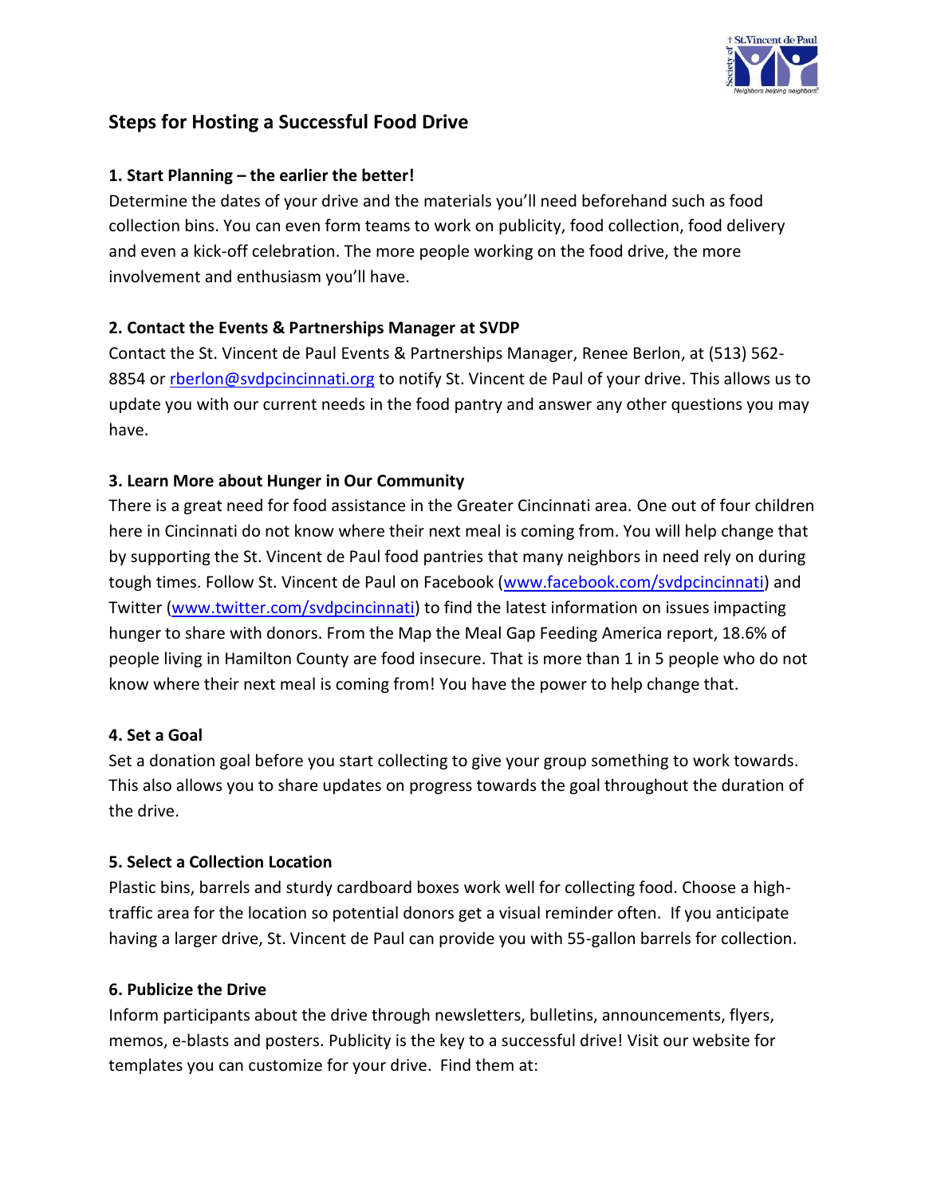## Steps for Hosting a Successful Food Drive

**1. Start Planning – the earlier the better!**

Determine the dates of your drive and the materials you'll need beforehand such as food collection bins. You can even form teams to work on publicity, food collection, food delivery and even a kick-off celebration. The more people working on the food drive, the more involvement and enthusiasm you'll have.

**2. Contact the Events & Partnerships Manager at SVDP**

Contact the St. Vincent de Paul Events & Partnerships Manager, Renee Berlon, at (513) 562-8854 or rberlon@svdpcincinnati.org to notify St. Vincent de Paul of your drive. This allows us to update you with our current needs in the food pantry and answer any other questions you may have.

**3. Learn More about Hunger in Our Community**

There is a great need for food assistance in the Greater Cincinnati area. One out of four children here in Cincinnati do not know where their next meal is coming from. You will help change that by supporting the St. Vincent de Paul food pantries that many neighbors in need rely on during tough times. Follow St. Vincent de Paul on Facebook (www.facebook.com/svdpcincinnati) and Twitter (www.twitter.com/svdpcincinnati) to find the latest information on issues impacting hunger to share with donors. From the Map the Meal Gap Feeding America report, 18.6% of people living in Hamilton County are food insecure. That is more than 1 in 5 people who do not know where their next meal is coming from! You have the power to help change that.

**4. Set a Goal**

Set a donation goal before you start collecting to give your group something to work towards. This also allows you to share updates on progress towards the goal throughout the duration of the drive.

**5. Select a Collection Location**

Plastic bins, barrels and sturdy cardboard boxes work well for collecting food. Choose a high-traffic area for the location so potential donors get a visual reminder often. If you anticipate having a larger drive, St. Vincent de Paul can provide you with 55-gallon barrels for collection.

**6. Publicize the Drive**

Inform participants about the drive through newsletters, bulletins, announcements, flyers, memos, e-blasts and posters. Publicity is the key to a successful drive! Visit our website for templates you can customize for your drive. Find them at: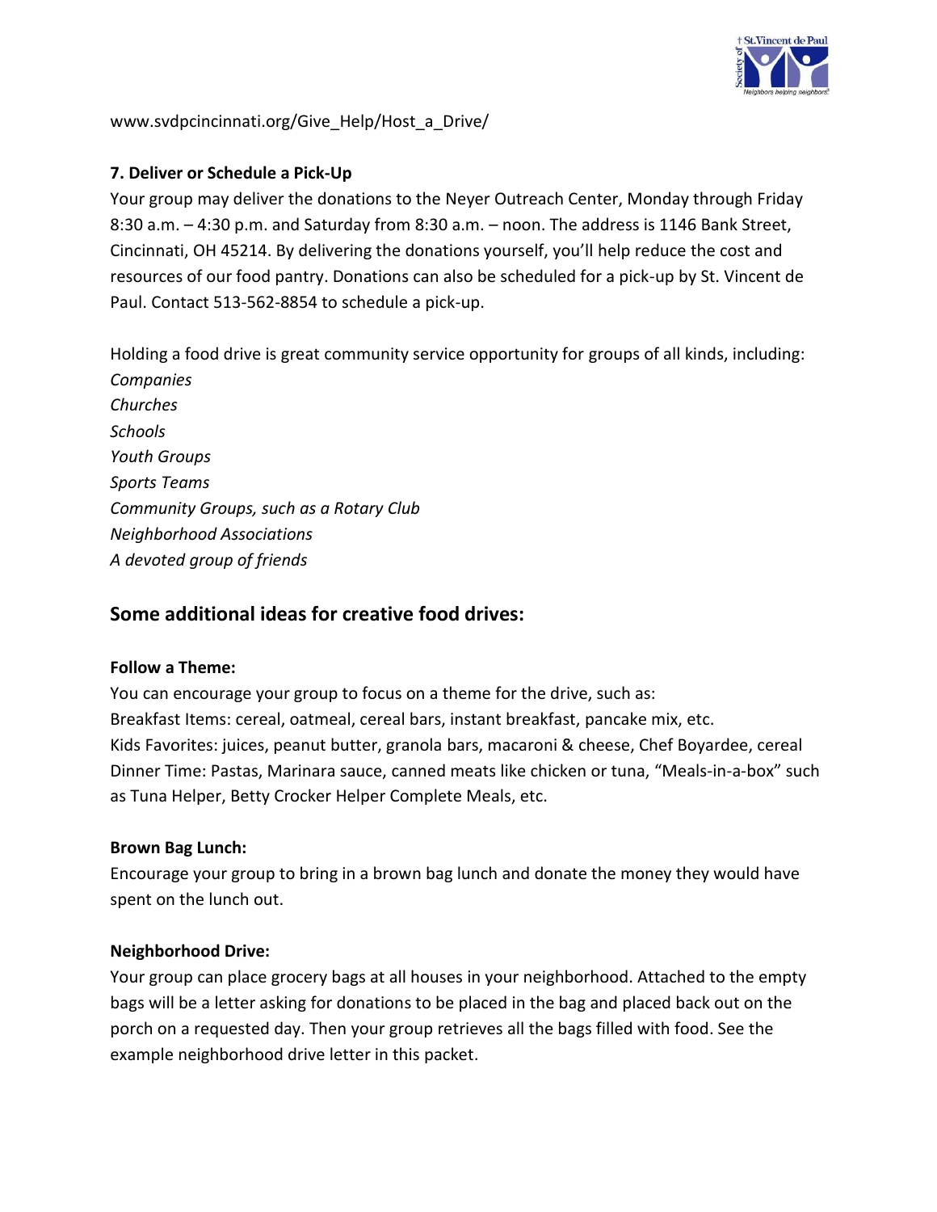www.svdpcincinnati.org/Give_Help/Host_a_Drive/

**7. Deliver or Schedule a Pick-Up**

Your group may deliver the donations to the Neyer Outreach Center, Monday through Friday 8:30 a.m. – 4:30 p.m. and Saturday from 8:30 a.m. – noon. The address is 1146 Bank Street, Cincinnati, OH 45214. By delivering the donations yourself, you'll help reduce the cost and resources of our food pantry. Donations can also be scheduled for a pick-up by St. Vincent de Paul. Contact 513-562-8854 to schedule a pick-up.

Holding a food drive is great community service opportunity for groups of all kinds, including:

*Companies*
*Churches*
*Schools*
*Youth Groups*
*Sports Teams*
*Community Groups, such as a Rotary Club*
*Neighborhood Associations*
*A devoted group of friends*

## Some additional ideas for creative food drives:

**Follow a Theme:**

You can encourage your group to focus on a theme for the drive, such as:
Breakfast Items: cereal, oatmeal, cereal bars, instant breakfast, pancake mix, etc.
Kids Favorites: juices, peanut butter, granola bars, macaroni & cheese, Chef Boyardee, cereal
Dinner Time: Pastas, Marinara sauce, canned meats like chicken or tuna, "Meals-in-a-box" such as Tuna Helper, Betty Crocker Helper Complete Meals, etc.

**Brown Bag Lunch:**

Encourage your group to bring in a brown bag lunch and donate the money they would have spent on the lunch out.

**Neighborhood Drive:**

Your group can place grocery bags at all houses in your neighborhood. Attached to the empty bags will be a letter asking for donations to be placed in the bag and placed back out on the porch on a requested day. Then your group retrieves all the bags filled with food. See the example neighborhood drive letter in this packet.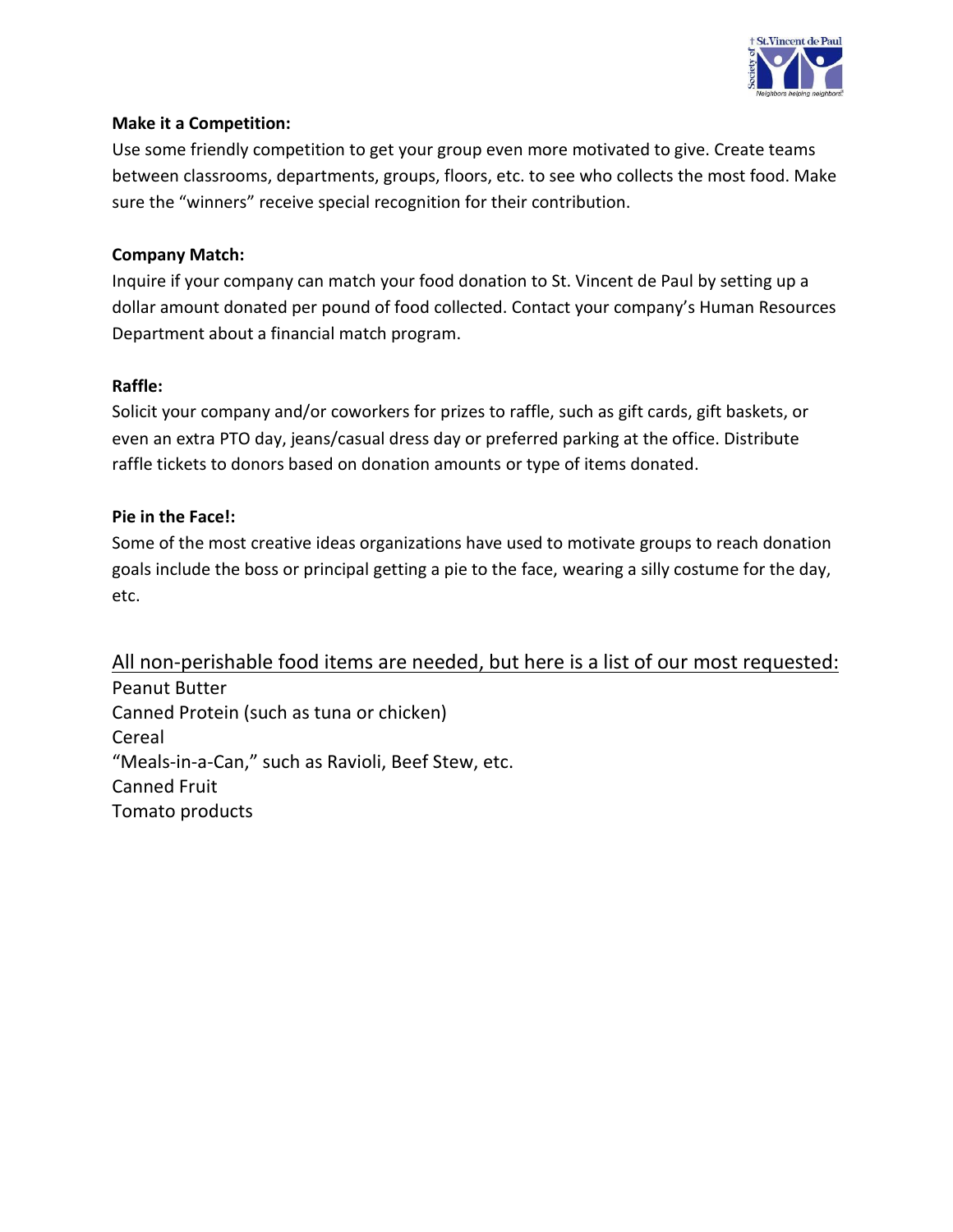**Make it a Competition:**

Use some friendly competition to get your group even more motivated to give. Create teams between classrooms, departments, groups, floors, etc. to see who collects the most food. Make sure the "winners" receive special recognition for their contribution.

**Company Match:**

Inquire if your company can match your food donation to St. Vincent de Paul by setting up a dollar amount donated per pound of food collected. Contact your company's Human Resources Department about a financial match program.

**Raffle:**

Solicit your company and/or coworkers for prizes to raffle, such as gift cards, gift baskets, or even an extra PTO day, jeans/casual dress day or preferred parking at the office. Distribute raffle tickets to donors based on donation amounts or type of items donated.

**Pie in the Face!:**

Some of the most creative ideas organizations have used to motivate groups to reach donation goals include the boss or principal getting a pie to the face, wearing a silly costume for the day, etc.

<u>All non-perishable food items are needed, but here is a list of our most requested:</u>

Peanut Butter
Canned Protein (such as tuna or chicken)
Cereal
"Meals-in-a-Can," such as Ravioli, Beef Stew, etc.
Canned Fruit
Tomato products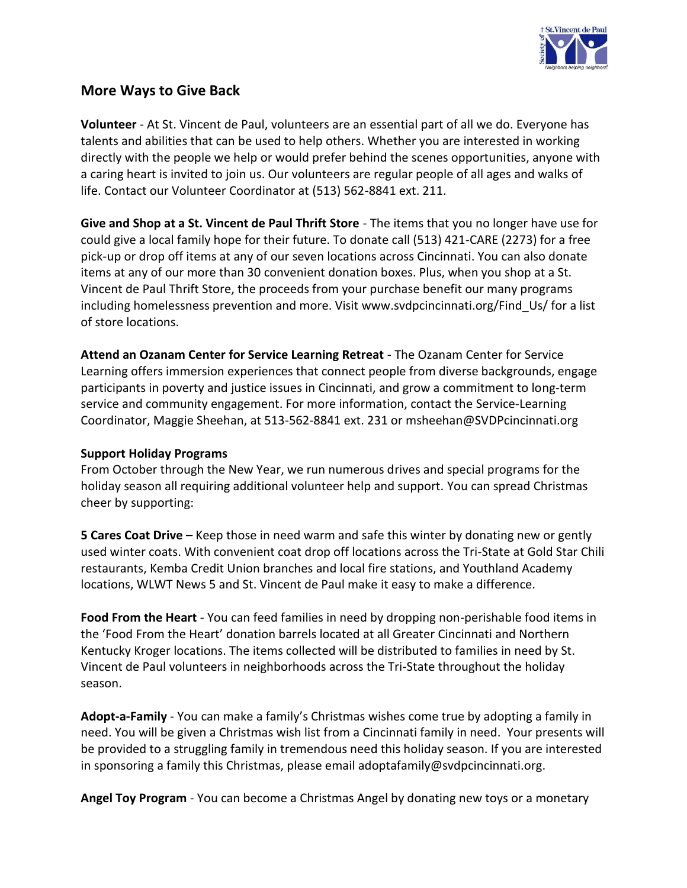## More Ways to Give Back

**Volunteer** - At St. Vincent de Paul, volunteers are an essential part of all we do. Everyone has talents and abilities that can be used to help others. Whether you are interested in working directly with the people we help or would prefer behind the scenes opportunities, anyone with a caring heart is invited to join us. Our volunteers are regular people of all ages and walks of life. Contact our Volunteer Coordinator at (513) 562-8841 ext. 211.

**Give and Shop at a St. Vincent de Paul Thrift Store** - The items that you no longer have use for could give a local family hope for their future. To donate call (513) 421-CARE (2273) for a free pick-up or drop off items at any of our seven locations across Cincinnati. You can also donate items at any of our more than 30 convenient donation boxes. Plus, when you shop at a St. Vincent de Paul Thrift Store, the proceeds from your purchase benefit our many programs including homelessness prevention and more. Visit www.svdpcincinnati.org/Find_Us/ for a list of store locations.

**Attend an Ozanam Center for Service Learning Retreat** - The Ozanam Center for Service Learning offers immersion experiences that connect people from diverse backgrounds, engage participants in poverty and justice issues in Cincinnati, and grow a commitment to long-term service and community engagement. For more information, contact the Service-Learning Coordinator, Maggie Sheehan, at 513-562-8841 ext. 231 or msheehan@SVDPcincinnati.org

**Support Holiday Programs**

From October through the New Year, we run numerous drives and special programs for the holiday season all requiring additional volunteer help and support. You can spread Christmas cheer by supporting:

**5 Cares Coat Drive** – Keep those in need warm and safe this winter by donating new or gently used winter coats. With convenient coat drop off locations across the Tri-State at Gold Star Chili restaurants, Kemba Credit Union branches and local fire stations, and Youthland Academy locations, WLWT News 5 and St. Vincent de Paul make it easy to make a difference.

**Food From the Heart** - You can feed families in need by dropping non-perishable food items in the 'Food From the Heart' donation barrels located at all Greater Cincinnati and Northern Kentucky Kroger locations. The items collected will be distributed to families in need by St. Vincent de Paul volunteers in neighborhoods across the Tri-State throughout the holiday season.

**Adopt-a-Family** - You can make a family's Christmas wishes come true by adopting a family in need. You will be given a Christmas wish list from a Cincinnati family in need. Your presents will be provided to a struggling family in tremendous need this holiday season. If you are interested in sponsoring a family this Christmas, please email adoptafamily@svdpcincinnati.org.

**Angel Toy Program** - You can become a Christmas Angel by donating new toys or a monetary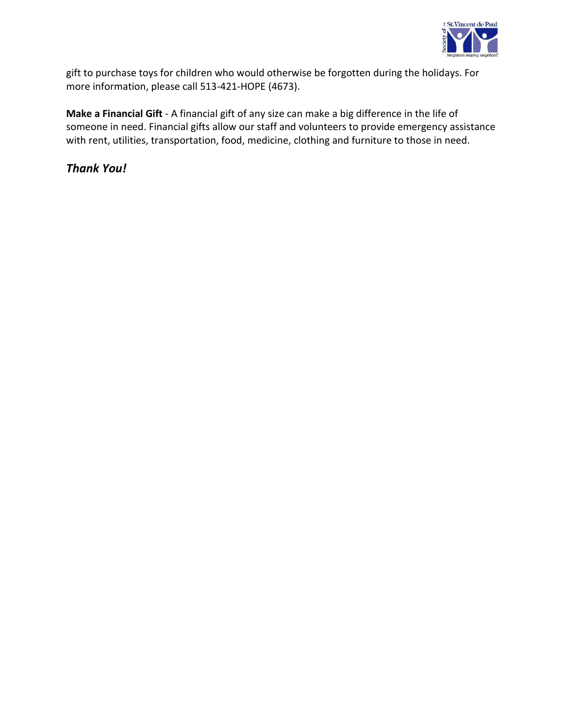gift to purchase toys for children who would otherwise be forgotten during the holidays. For more information, please call 513-421-HOPE (4673).

**Make a Financial Gift** - A financial gift of any size can make a big difference in the life of someone in need. Financial gifts allow our staff and volunteers to provide emergency assistance with rent, utilities, transportation, food, medicine, clothing and furniture to those in need.

***Thank You!***